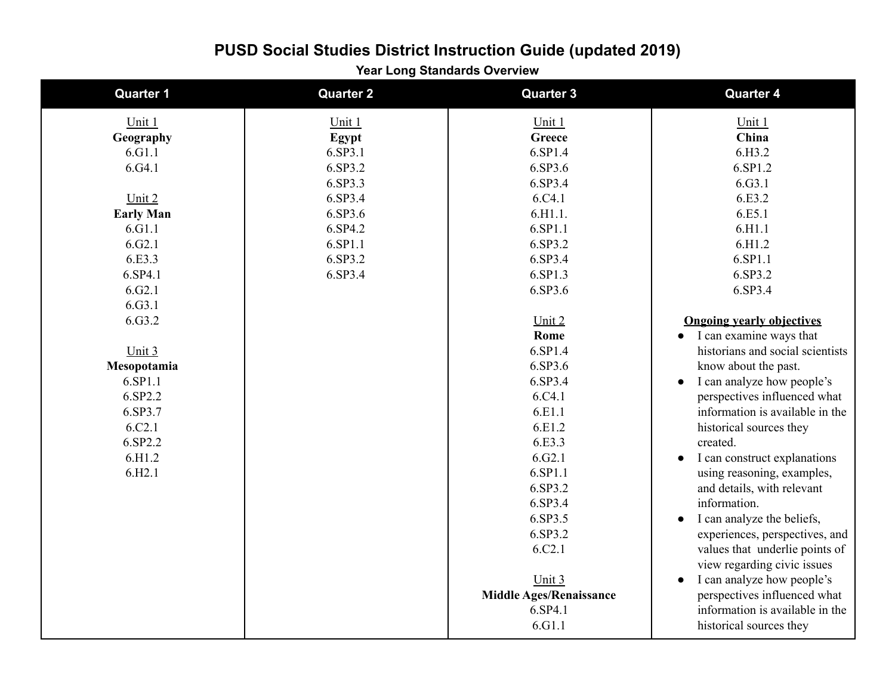# PUSD Social Studies District Instruction Guide (updated 2019)

### Year Long Standards Overview

| Quarter 1 | Quarter 2 | Quarter 3 | Quarter 4 |
|---|---|---|---|
| Unit 1<br>**Geography**<br>6.G1.1<br>6.G4.1<br><br>Unit 2<br>**Early Man**<br>6.G1.1<br>6.G2.1<br>6.E3.3<br>6.SP4.1<br>6.G2.1<br>6.G3.1<br>6.G3.2<br><br>Unit 3<br>**Mesopotamia**<br>6.SP1.1<br>6.SP2.2<br>6.SP3.7<br>6.C2.1<br>6.SP2.2<br>6.H1.2<br>6.H2.1 | Unit 1<br>**Egypt**<br>6.SP3.1<br>6.SP3.2<br>6.SP3.3<br>6.SP3.4<br>6.SP3.6<br>6.SP4.2<br>6.SP1.1<br>6.SP3.2<br>6.SP3.4 | Unit 1<br>**Greece**<br>6.SP1.4<br>6.SP3.6<br>6.SP3.4<br>6.C4.1<br>6.H1.1.<br>6.SP1.1<br>6.SP3.2<br>6.SP3.4<br>6.SP1.3<br>6.SP3.6<br><br>Unit 2<br>**Rome**<br>6.SP1.4<br>6.SP3.6<br>6.SP3.4<br>6.C4.1<br>6.E1.1<br>6.E1.2<br>6.E3.3<br>6.G2.1<br>6.SP1.1<br>6.SP3.2<br>6.SP3.4<br>6.SP3.5<br>6.SP3.2<br>6.C2.1<br><br>Unit 3<br>**Middle Ages/Renaissance**<br>6.SP4.1<br>6.G1.1 | Unit 1<br>**China**<br>6.H3.2<br>6.SP1.2<br>6.G3.1<br>6.E3.2<br>6.E5.1<br>6.H1.1<br>6.H1.2<br>6.SP1.1<br>6.SP3.2<br>6.SP3.4<br><br>**Ongoing yearly objectives**<br>• I can examine ways that historians and social scientists know about the past.<br>• I can analyze how people's perspectives influenced what information is available in the historical sources they created.<br>• I can construct explanations using reasoning, examples, and details, with relevant information.<br>• I can analyze the beliefs, experiences, perspectives, and values that underlie points of view regarding civic issues<br>• I can analyze how people's perspectives influenced what information is available in the historical sources they |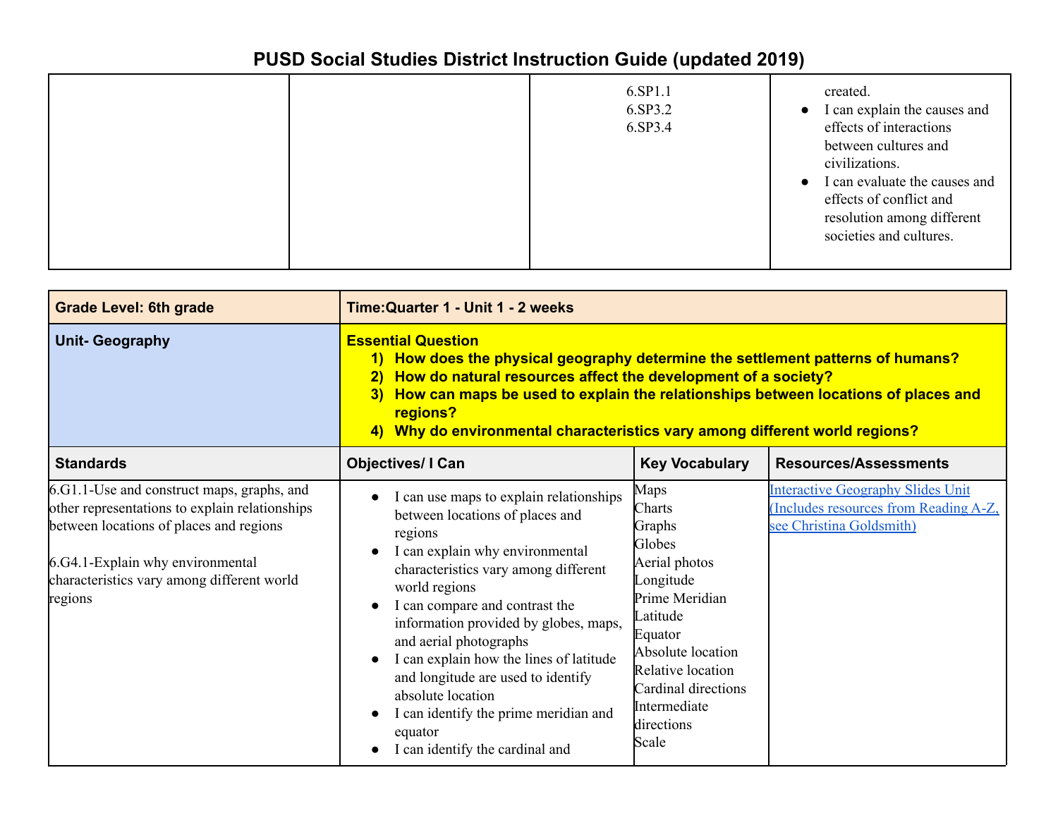# PUSD Social Studies District Instruction Guide (updated 2019)

| | | | |
|---|---|---|---|
| | | 6.SP1.1<br>6.SP3.2<br>6.SP3.4 | created.<br>● I can explain the causes and effects of interactions between cultures and civilizations.<br>● I can evaluate the causes and effects of conflict and resolution among different societies and cultures. |

| **Grade Level: 6th grade** | **Time:Quarter 1 - Unit 1 - 2 weeks** | | |
|---|---|---|---|
| **Unit- Geography** | **Essential Question**<br>**1) How does the physical geography determine the settlement patterns of humans?**<br>**2) How do natural resources affect the development of a society?**<br>**3) How can maps be used to explain the relationships between locations of places and regions?**<br>**4) Why do environmental characteristics vary among different world regions?** | | |
| **Standards** | **Objectives/ I Can** | **Key Vocabulary** | **Resources/Assessments** |
| 6.G1.1-Use and construct maps, graphs, and other representations to explain relationships between locations of places and regions<br><br>6.G4.1-Explain why environmental characteristics vary among different world regions | ● I can use maps to explain relationships between locations of places and regions<br>● I can explain why environmental characteristics vary among different world regions<br>● I can compare and contrast the information provided by globes, maps, and aerial photographs<br>● I can explain how the lines of latitude and longitude are used to identify absolute location<br>● I can identify the prime meridian and equator<br>● I can identify the cardinal and | Maps<br>Charts<br>Graphs<br>Globes<br>Aerial photos<br>Longitude<br>Prime Meridian<br>Latitude<br>Equator<br>Absolute location<br>Relative location<br>Cardinal directions<br>Intermediate directions<br>Scale | Interactive Geography Slides Unit (Includes resources from Reading A-Z, see Christina Goldsmith) |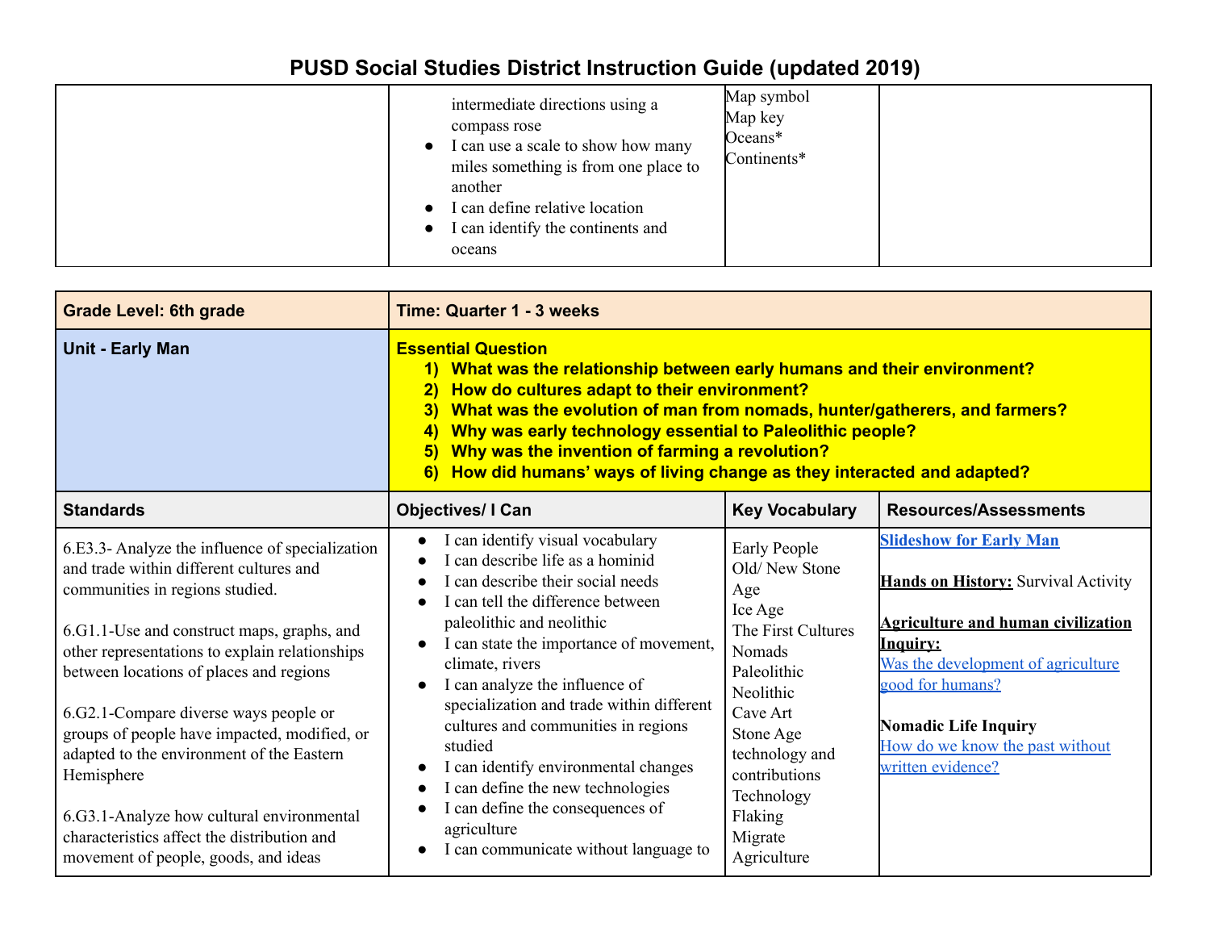# PUSD Social Studies District Instruction Guide (updated 2019)

| | | | |
|---|---|---|---|
| | intermediate directions using a compass rose<br>● I can use a scale to show how many miles something is from one place to another<br>● I can define relative location<br>● I can identify the continents and oceans | Map symbol<br>Map key<br>Oceans*<br>Continents* | |

| **Grade Level: 6th grade** | **Time: Quarter 1 - 3 weeks** | | |
|---|---|---|---|
| **Unit - Early Man** | **Essential Question**<br>**1) What was the relationship between early humans and their environment?**<br>**2) How do cultures adapt to their environment?**<br>**3) What was the evolution of man from nomads, hunter/gatherers, and farmers?**<br>**4) Why was early technology essential to Paleolithic people?**<br>**5) Why was the invention of farming a revolution?**<br>**6) How did humans' ways of living change as they interacted and adapted?** | | |
| **Standards** | **Objectives/ I Can** | **Key Vocabulary** | **Resources/Assessments** |
| 6.E3.3- Analyze the influence of specialization and trade within different cultures and communities in regions studied.<br><br>6.G1.1-Use and construct maps, graphs, and other representations to explain relationships between locations of places and regions<br><br>6.G2.1-Compare diverse ways people or groups of people have impacted, modified, or adapted to the environment of the Eastern Hemisphere<br><br>6.G3.1-Analyze how cultural environmental characteristics affect the distribution and movement of people, goods, and ideas | ● I can identify visual vocabulary<br>● I can describe life as a hominid<br>● I can describe their social needs<br>● I can tell the difference between paleolithic and neolithic<br>● I can state the importance of movement, climate, rivers<br>● I can analyze the influence of specialization and trade within different cultures and communities in regions studied<br>● I can identify environmental changes<br>● I can define the new technologies<br>● I can define the consequences of agriculture<br>● I can communicate without language to | Early People<br>Old/ New Stone Age<br>Ice Age<br>The First Cultures<br>Nomads<br>Paleolithic<br>Neolithic<br>Cave Art<br>Stone Age technology and contributions<br>Technology<br>Flaking<br>Migrate<br>Agriculture | **Slideshow for Early Man**<br><br>**Hands on History:** Survival Activity<br><br>**Agriculture and human civilization Inquiry:**<br>Was the development of agriculture good for humans?<br><br>**Nomadic Life Inquiry**<br>How do we know the past without written evidence? |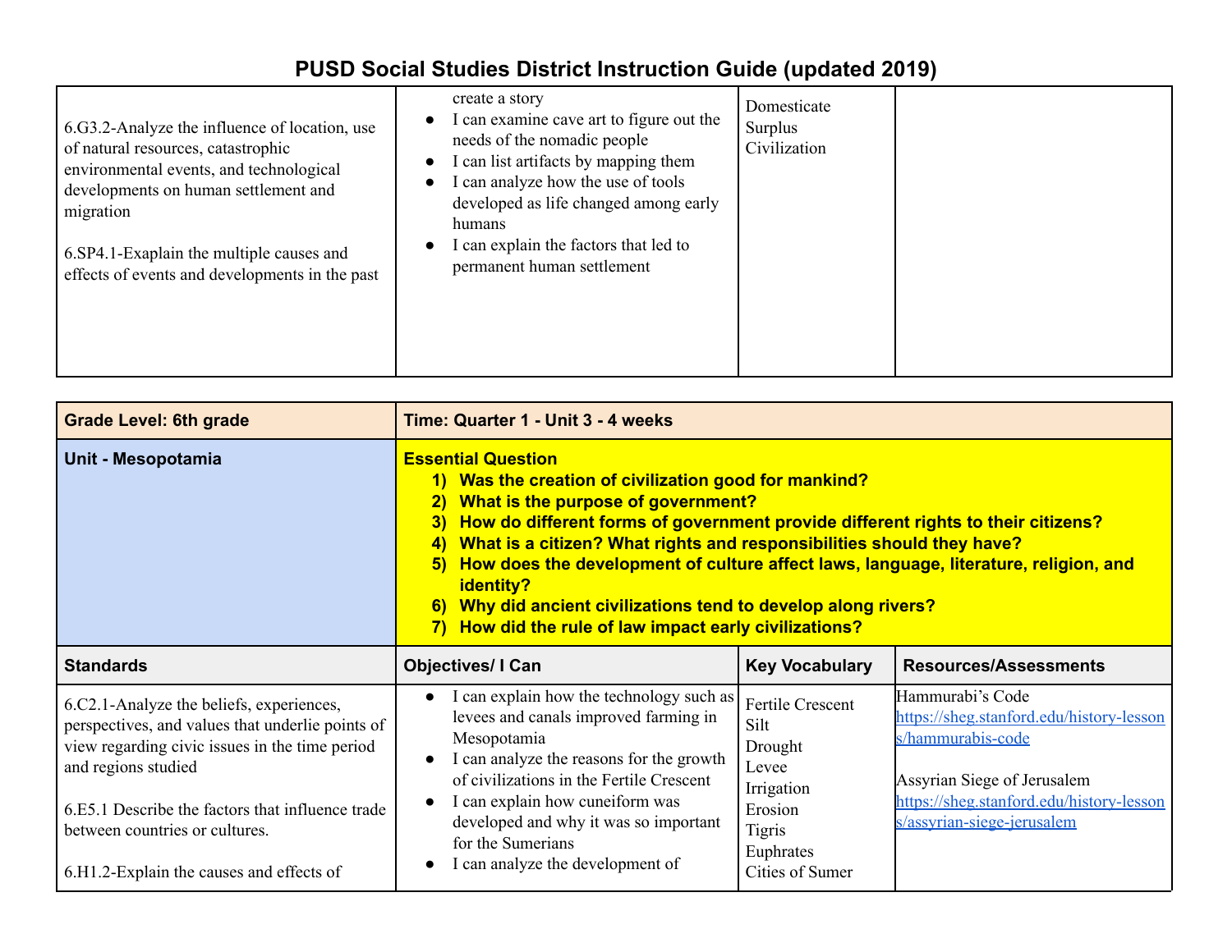# PUSD Social Studies District Instruction Guide (updated 2019)

| | | | |
|---|---|---|---|
| 6.G3.2-Analyze the influence of location, use of natural resources, catastrophic environmental events, and technological developments on human settlement and migration<br><br>6.SP4.1-Exaplain the multiple causes and effects of events and developments in the past | create a story<br>● I can examine cave art to figure out the needs of the nomadic people<br>● I can list artifacts by mapping them<br>● I can analyze how the use of tools developed as life changed among early humans<br>● I can explain the factors that led to permanent human settlement | Domesticate<br>Surplus<br>Civilization | |

| **Grade Level: 6th grade** | **Time: Quarter 1 - Unit 3 - 4 weeks** | | |
|---|---|---|---|
| **Unit - Mesopotamia** | **Essential Question**<br>**1) Was the creation of civilization good for mankind?**<br>**2) What is the purpose of government?**<br>**3) How do different forms of government provide different rights to their citizens?**<br>**4) What is a citizen? What rights and responsibilities should they have?**<br>**5) How does the development of culture affect laws, language, literature, religion, and identity?**<br>**6) Why did ancient civilizations tend to develop along rivers?**<br>**7) How did the rule of law impact early civilizations?** | | |
| **Standards** | **Objectives/ I Can** | **Key Vocabulary** | **Resources/Assessments** |
| 6.C2.1-Analyze the beliefs, experiences, perspectives, and values that underlie points of view regarding civic issues in the time period and regions studied<br><br>6.E5.1 Describe the factors that influence trade between countries or cultures.<br><br>6.H1.2-Explain the causes and effects of | ● I can explain how the technology such as levees and canals improved farming in Mesopotamia<br>● I can analyze the reasons for the growth of civilizations in the Fertile Crescent<br>● I can explain how cuneiform was developed and why it was so important for the Sumerians<br>● I can analyze the development of | Fertile Crescent<br>Silt<br>Drought<br>Levee<br>Irrigation<br>Erosion<br>Tigris<br>Euphrates<br>Cities of Sumer | Hammurabi's Code<br>https://sheg.stanford.edu/history-lessons/hammurabis-code<br><br>Assyrian Siege of Jerusalem<br>https://sheg.stanford.edu/history-lessons/assyrian-siege-jerusalem |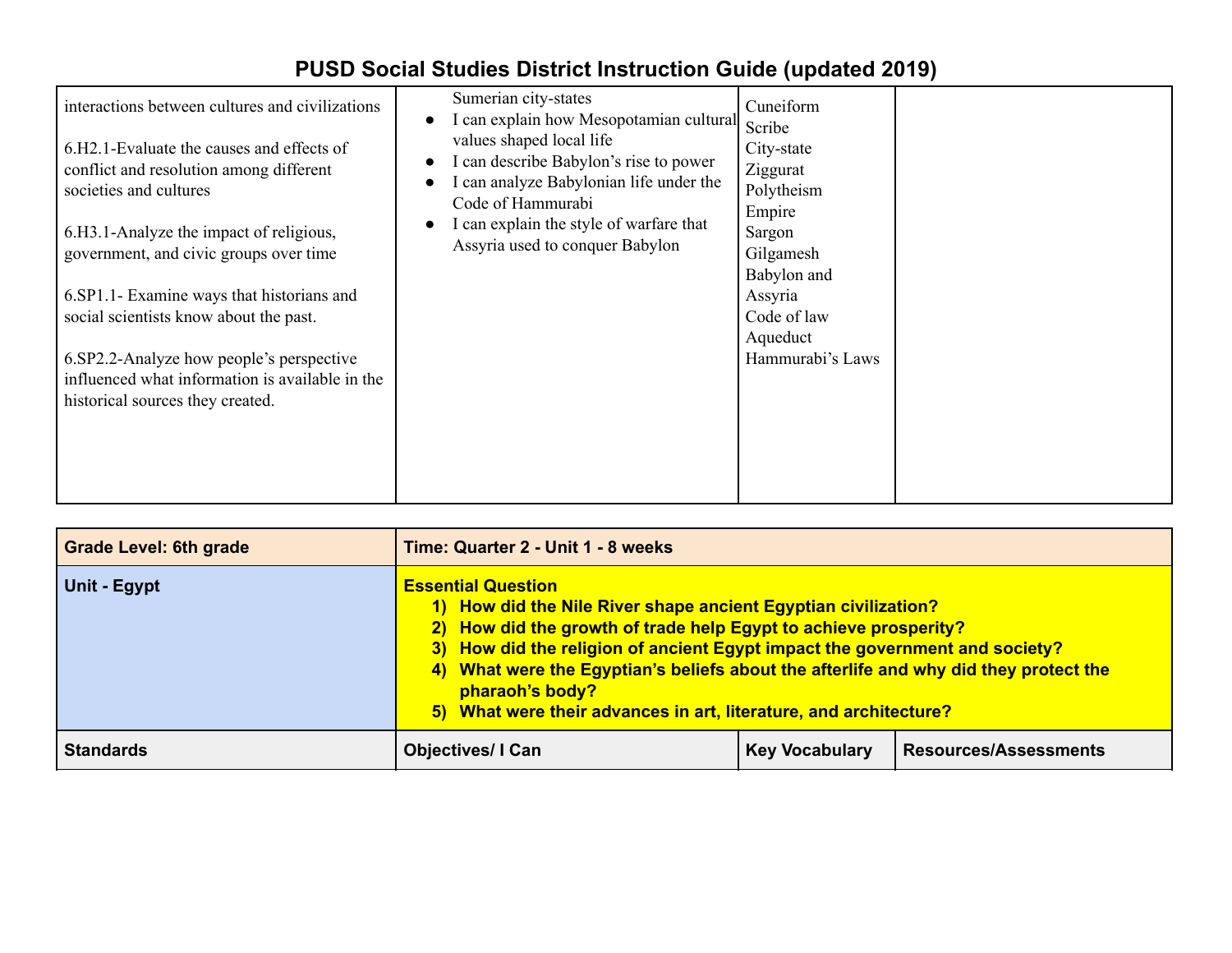# PUSD Social Studies District Instruction Guide (updated 2019)

| | | | |
|---|---|---|---|
| interactions between cultures and civilizations<br><br>6.H2.1-Evaluate the causes and effects of conflict and resolution among different societies and cultures<br><br>6.H3.1-Analyze the impact of religious, government, and civic groups over time<br><br>6.SP1.1- Examine ways that historians and social scientists know about the past.<br><br>6.SP2.2-Analyze how people's perspective influenced what information is available in the historical sources they created. | Sumerian city-states<br>● I can explain how Mesopotamian cultural values shaped local life<br>● I can describe Babylon's rise to power<br>● I can analyze Babylonian life under the Code of Hammurabi<br>● I can explain the style of warfare that Assyria used to conquer Babylon | Cuneiform<br>Scribe<br>City-state<br>Ziggurat<br>Polytheism<br>Empire<br>Sargon<br>Gilgamesh<br>Babylon and Assyria<br>Code of law<br>Aqueduct<br>Hammurabi's Laws | |

| **Grade Level: 6th grade** | **Time: Quarter 2 - Unit 1 - 8 weeks** | | |
|---|---|---|---|
| **Unit - Egypt** | **Essential Question**<br>**1) How did the Nile River shape ancient Egyptian civilization?**<br>**2) How did the growth of trade help Egypt to achieve prosperity?**<br>**3) How did the religion of ancient Egypt impact the government and society?**<br>**4) What were the Egyptian's beliefs about the afterlife and why did they protect the pharaoh's body?**<br>**5) What were their advances in art, literature, and architecture?** | | |
| **Standards** | **Objectives/ I Can** | **Key Vocabulary** | **Resources/Assessments** |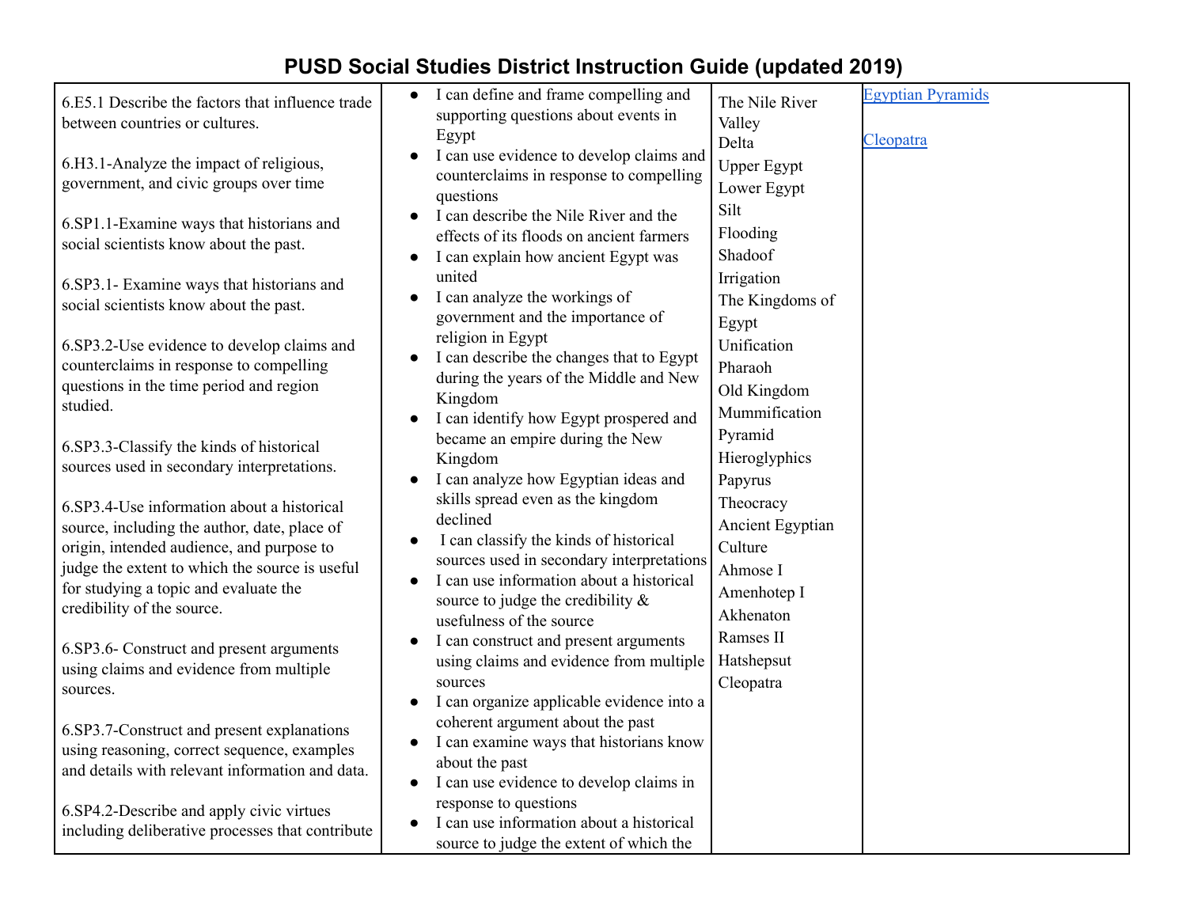# PUSD Social Studies District Instruction Guide (updated 2019)

| | | | |
|---|---|---|---|
| 6.E5.1 Describe the factors that influence trade between countries or cultures.<br><br>6.H3.1-Analyze the impact of religious, government, and civic groups over time<br><br>6.SP1.1-Examine ways that historians and social scientists know about the past.<br><br>6.SP3.1- Examine ways that historians and social scientists know about the past.<br><br>6.SP3.2-Use evidence to develop claims and counterclaims in response to compelling questions in the time period and region studied.<br><br>6.SP3.3-Classify the kinds of historical sources used in secondary interpretations.<br><br>6.SP3.4-Use information about a historical source, including the author, date, place of origin, intended audience, and purpose to judge the extent to which the source is useful for studying a topic and evaluate the credibility of the source.<br><br>6.SP3.6- Construct and present arguments using claims and evidence from multiple sources.<br><br>6.SP3.7-Construct and present explanations using reasoning, correct sequence, examples and details with relevant information and data.<br><br>6.SP4.2-Describe and apply civic virtues including deliberative processes that contribute | • I can define and frame compelling and supporting questions about events in Egypt<br>• I can use evidence to develop claims and counterclaims in response to compelling questions<br>• I can describe the Nile River and the effects of its floods on ancient farmers<br>• I can explain how ancient Egypt was united<br>• I can analyze the workings of government and the importance of religion in Egypt<br>• I can describe the changes that to Egypt during the years of the Middle and New Kingdom<br>• I can identify how Egypt prospered and became an empire during the New Kingdom<br>• I can analyze how Egyptian ideas and skills spread even as the kingdom declined<br>• I can classify the kinds of historical sources used in secondary interpretations<br>• I can use information about a historical source to judge the credibility & usefulness of the source<br>• I can construct and present arguments using claims and evidence from multiple sources<br>• I can organize applicable evidence into a coherent argument about the past<br>• I can examine ways that historians know about the past<br>• I can use evidence to develop claims in response to questions<br>• I can use information about a historical source to judge the extent of which the | The Nile River Valley<br>Delta<br>Upper Egypt<br>Lower Egypt<br>Silt<br>Flooding<br>Shadoof<br>Irrigation<br>The Kingdoms of Egypt<br>Unification<br>Pharaoh<br>Old Kingdom<br>Mummification<br>Pyramid<br>Hieroglyphics<br>Papyrus<br>Theocracy<br>Ancient Egyptian Culture<br>Ahmose I<br>Amenhotep I<br>Akhenaton<br>Ramses II<br>Hatshepsut<br>Cleopatra | Egyptian Pyramids<br><br>Cleopatra |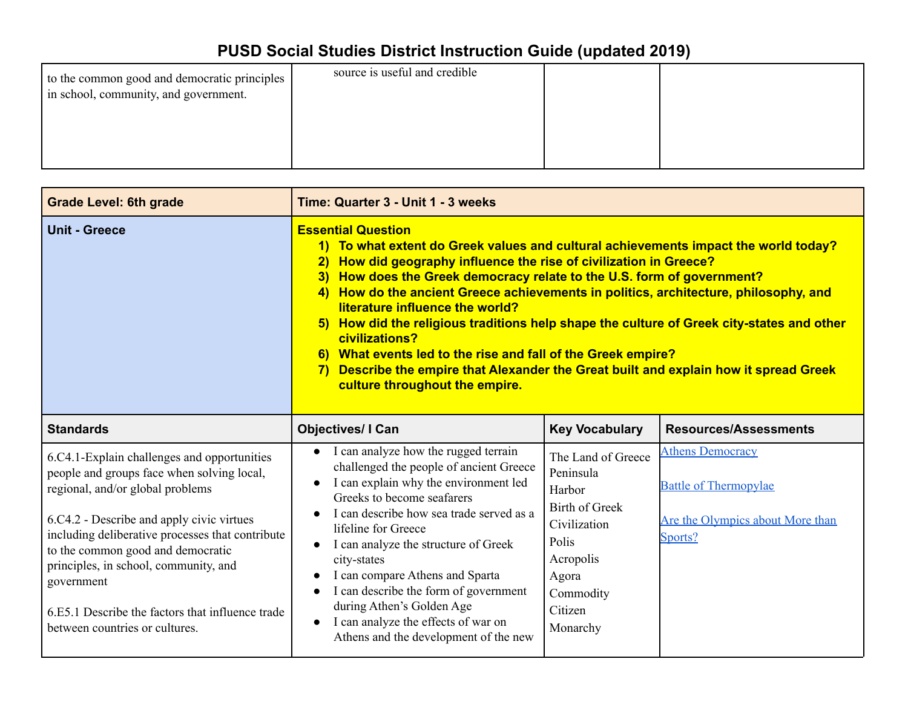# PUSD Social Studies District Instruction Guide (updated 2019)

| | | | |
|---|---|---|---|
| to the common good and democratic principles in school, community, and government. | source is useful and credible | | |

| Grade Level: 6th grade | Time: Quarter 3 - Unit 1 - 3 weeks | | |
|---|---|---|---|
| **Unit - Greece** | **Essential Question**<br>1) To what extent do Greek values and cultural achievements impact the world today?<br>2) How did geography influence the rise of civilization in Greece?<br>3) How does the Greek democracy relate to the U.S. form of government?<br>4) How do the ancient Greece achievements in politics, architecture, philosophy, and literature influence the world?<br>5) How did the religious traditions help shape the culture of Greek city-states and other civilizations?<br>6) What events led to the rise and fall of the Greek empire?<br>7) Describe the empire that Alexander the Great built and explain how it spread Greek culture throughout the empire. | | |
| **Standards** | **Objectives/ I Can** | **Key Vocabulary** | **Resources/Assessments** |
| 6.C4.1-Explain challenges and opportunities people and groups face when solving local, regional, and/or global problems<br><br>6.C4.2 - Describe and apply civic virtues including deliberative processes that contribute to the common good and democratic principles, in school, community, and government<br><br>6.E5.1 Describe the factors that influence trade between countries or cultures. | ● I can analyze how the rugged terrain challenged the people of ancient Greece<br>● I can explain why the environment led Greeks to become seafarers<br>● I can describe how sea trade served as a lifeline for Greece<br>● I can analyze the structure of Greek city-states<br>● I can compare Athens and Sparta<br>● I can describe the form of government during Athen's Golden Age<br>● I can analyze the effects of war on Athens and the development of the new | The Land of Greece<br>Peninsula<br>Harbor<br>Birth of Greek Civilization<br>Polis<br>Acropolis<br>Agora<br>Commodity<br>Citizen<br>Monarchy | Athens Democracy<br><br>Battle of Thermopylae<br><br>Are the Olympics about More than Sports? |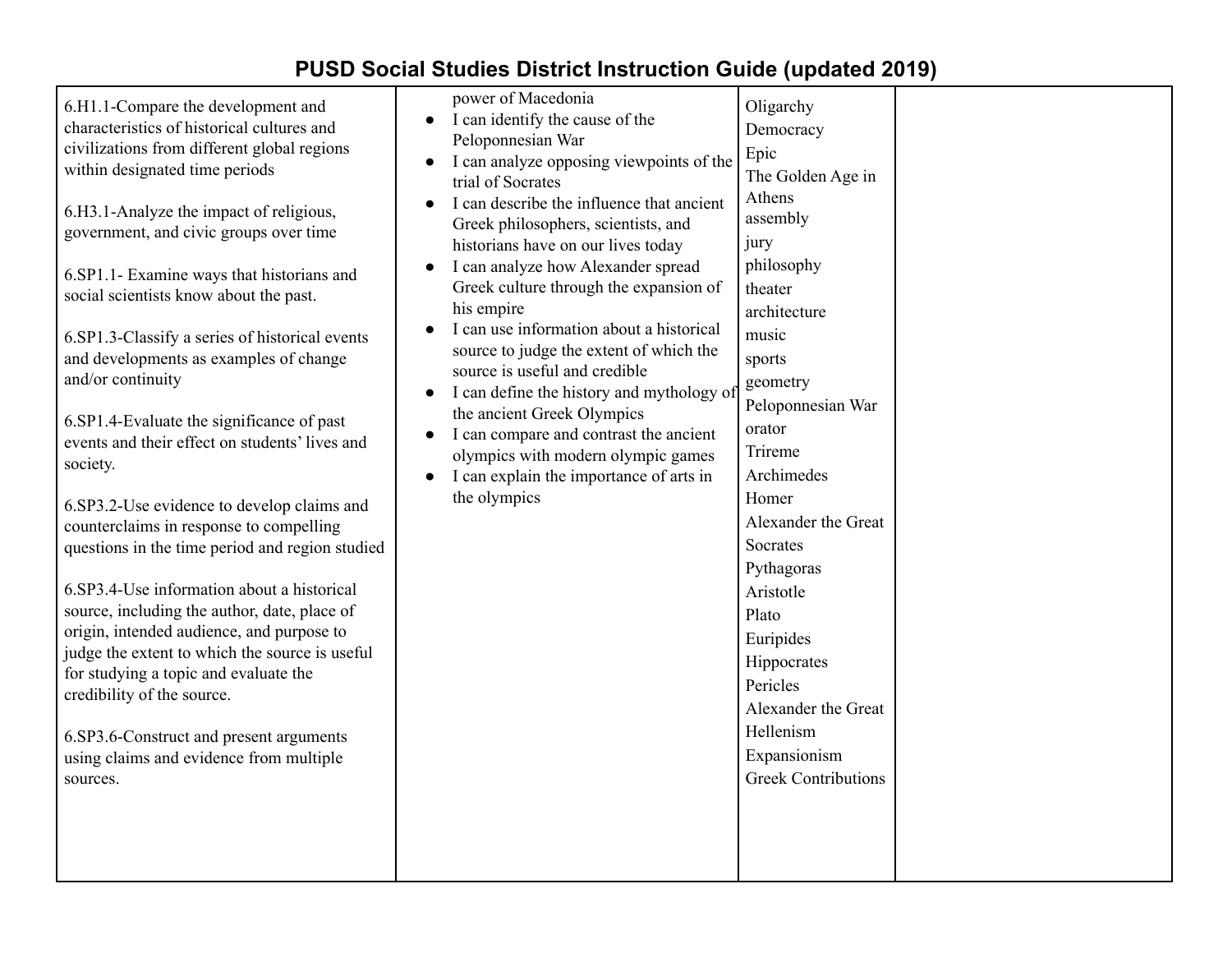# PUSD Social Studies District Instruction Guide (updated 2019)

| | | | |
|---|---|---|---|
| 6.H1.1-Compare the development and characteristics of historical cultures and civilizations from different global regions within designated time periods<br><br>6.H3.1-Analyze the impact of religious, government, and civic groups over time<br><br>6.SP1.1- Examine ways that historians and social scientists know about the past.<br><br>6.SP1.3-Classify a series of historical events and developments as examples of change and/or continuity<br><br>6.SP1.4-Evaluate the significance of past events and their effect on students' lives and society.<br><br>6.SP3.2-Use evidence to develop claims and counterclaims in response to compelling questions in the time period and region studied<br><br>6.SP3.4-Use information about a historical source, including the author, date, place of origin, intended audience, and purpose to judge the extent to which the source is useful for studying a topic and evaluate the credibility of the source.<br><br>6.SP3.6-Construct and present arguments using claims and evidence from multiple sources. | power of Macedonia<br>● I can identify the cause of the Peloponnesian War<br>● I can analyze opposing viewpoints of the trial of Socrates<br>● I can describe the influence that ancient Greek philosophers, scientists, and historians have on our lives today<br>● I can analyze how Alexander spread Greek culture through the expansion of his empire<br>● I can use information about a historical source to judge the extent of which the source is useful and credible<br>● I can define the history and mythology of the ancient Greek Olympics<br>● I can compare and contrast the ancient olympics with modern olympic games<br>● I can explain the importance of arts in the olympics | Oligarchy<br>Democracy<br>Epic<br>The Golden Age in Athens<br>assembly<br>jury<br>philosophy<br>theater<br>architecture<br>music<br>sports<br>geometry<br>Peloponnesian War<br>orator<br>Trireme<br>Archimedes<br>Homer<br>Alexander the Great<br>Socrates<br>Pythagoras<br>Aristotle<br>Plato<br>Euripides<br>Hippocrates<br>Pericles<br>Alexander the Great<br>Hellenism<br>Expansionism<br>Greek Contributions | |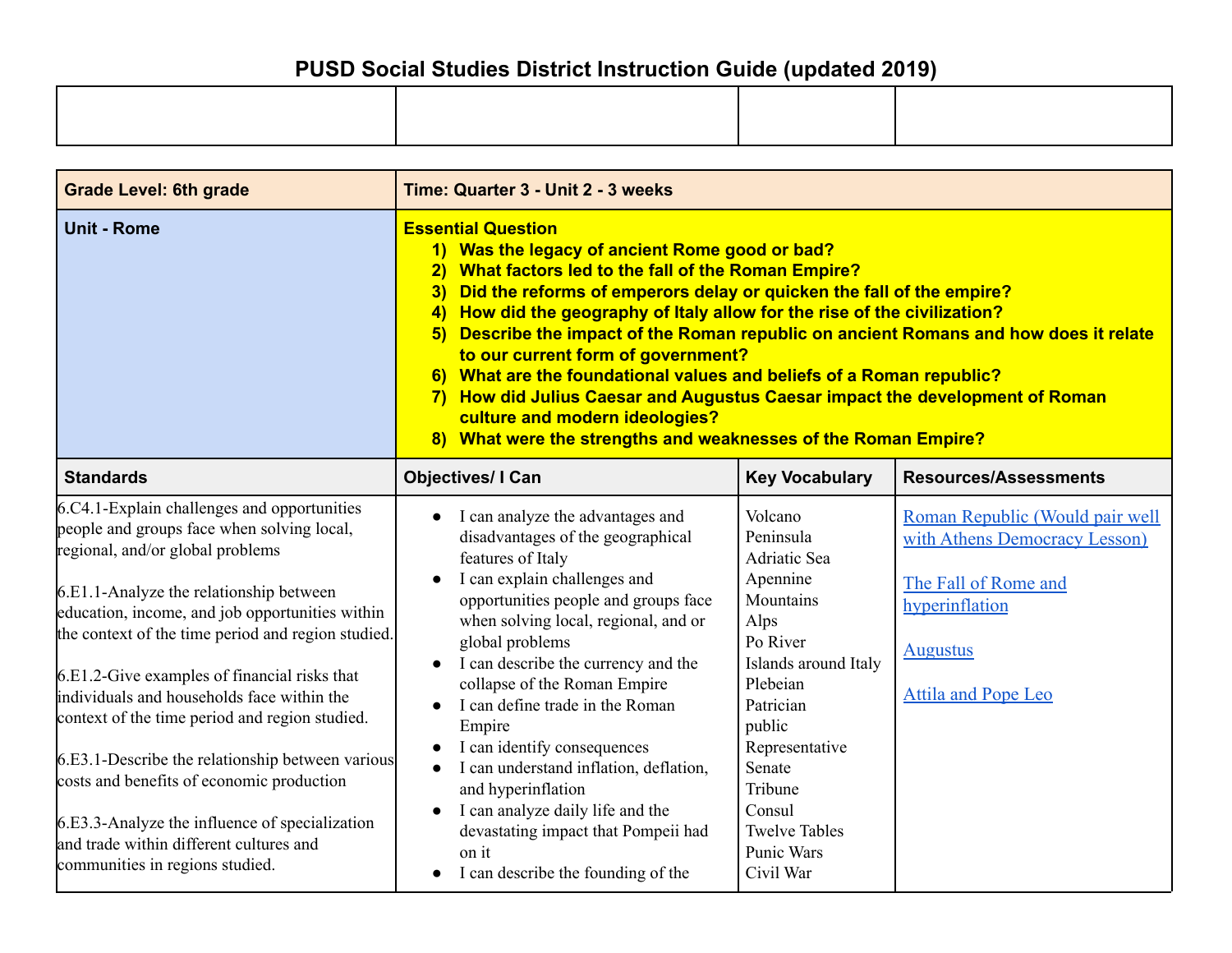# PUSD Social Studies District Instruction Guide (updated 2019)

| | | | |
|---|---|---|---|
| | | | |

| **Grade Level: 6th grade** | **Time: Quarter 3 - Unit 2 - 3 weeks** | | |
|---|---|---|---|
| **Unit - Rome** | **Essential Question**<br>1) **Was the legacy of ancient Rome good or bad?**<br>2) **What factors led to the fall of the Roman Empire?**<br>3) **Did the reforms of emperors delay or quicken the fall of the empire?**<br>4) **How did the geography of Italy allow for the rise of the civilization?**<br>5) **Describe the impact of the Roman republic on ancient Romans and how does it relate to our current form of government?**<br>6) **What are the foundational values and beliefs of a Roman republic?**<br>7) **How did Julius Caesar and Augustus Caesar impact the development of Roman culture and modern ideologies?**<br>8) **What were the strengths and weaknesses of the Roman Empire?** | | |
| **Standards** | **Objectives/ I Can** | **Key Vocabulary** | **Resources/Assessments** |
| 6.C4.1-Explain challenges and opportunities people and groups face when solving local, regional, and/or global problems<br><br>6.E1.1-Analyze the relationship between education, income, and job opportunities within the context of the time period and region studied.<br><br>6.E1.2-Give examples of financial risks that individuals and households face within the context of the time period and region studied.<br><br>6.E3.1-Describe the relationship between various costs and benefits of economic production<br><br>6.E3.3-Analyze the influence of specialization and trade within different cultures and communities in regions studied. | • I can analyze the advantages and disadvantages of the geographical features of Italy<br>• I can explain challenges and opportunities people and groups face when solving local, regional, and or global problems<br>• I can describe the currency and the collapse of the Roman Empire<br>• I can define trade in the Roman Empire<br>• I can identify consequences<br>• I can understand inflation, deflation, and hyperinflation<br>• I can analyze daily life and the devastating impact that Pompeii had on it<br>• I can describe the founding of the | Volcano<br>Peninsula<br>Adriatic Sea<br>Apennine Mountains<br>Alps<br>Po River<br>Islands around Italy<br>Plebeian<br>Patrician<br>public<br>Representative<br>Senate<br>Tribune<br>Consul<br>Twelve Tables<br>Punic Wars<br>Civil War | Roman Republic (Would pair well with Athens Democracy Lesson)<br><br>The Fall of Rome and hyperinflation<br><br>Augustus<br><br>Attila and Pope Leo |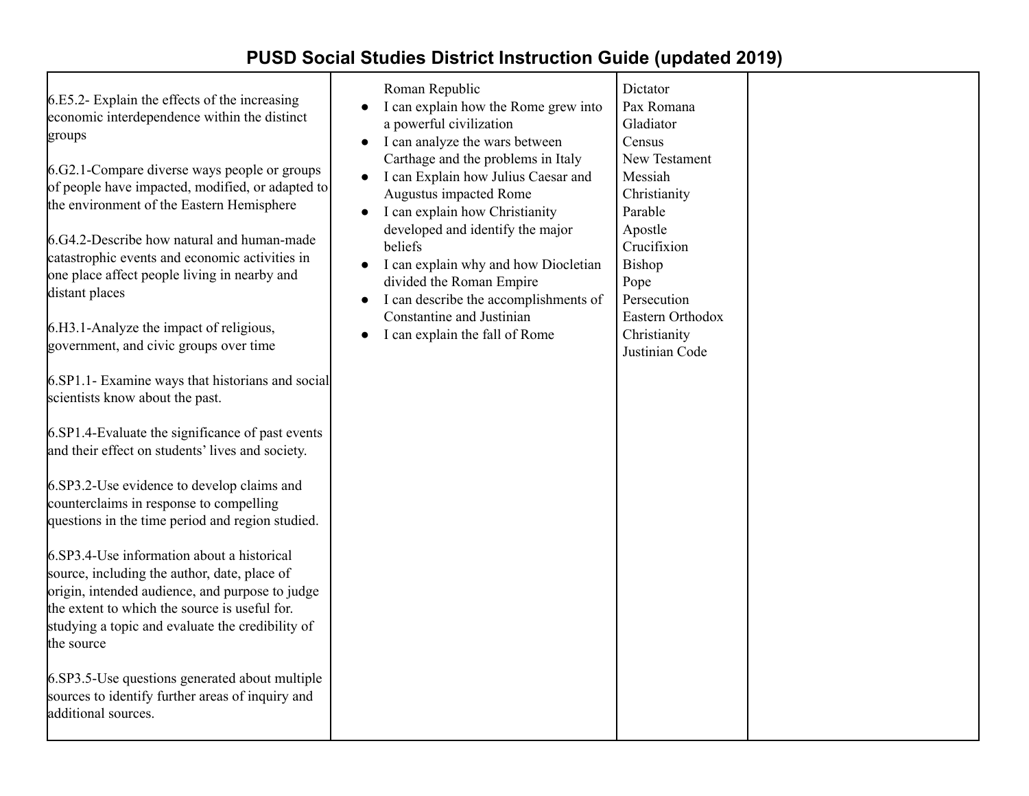# PUSD Social Studies District Instruction Guide (updated 2019)

| | | | |
|---|---|---|---|
| 6.E5.2- Explain the effects of the increasing economic interdependence within the distinct groups<br><br>6.G2.1-Compare diverse ways people or groups of people have impacted, modified, or adapted to the environment of the Eastern Hemisphere<br><br>6.G4.2-Describe how natural and human-made catastrophic events and economic activities in one place affect people living in nearby and distant places<br><br>6.H3.1-Analyze the impact of religious, government, and civic groups over time<br><br>6.SP1.1- Examine ways that historians and social scientists know about the past.<br><br>6.SP1.4-Evaluate the significance of past events and their effect on students' lives and society.<br><br>6.SP3.2-Use evidence to develop claims and counterclaims in response to compelling questions in the time period and region studied.<br><br>6.SP3.4-Use information about a historical source, including the author, date, place of origin, intended audience, and purpose to judge the extent to which the source is useful for. studying a topic and evaluate the credibility of the source<br><br>6.SP3.5-Use questions generated about multiple sources to identify further areas of inquiry and additional sources. | Roman Republic<br>● I can explain how the Rome grew into a powerful civilization<br>● I can analyze the wars between Carthage and the problems in Italy<br>● I can Explain how Julius Caesar and Augustus impacted Rome<br>● I can explain how Christianity developed and identify the major beliefs<br>● I can explain why and how Diocletian divided the Roman Empire<br>● I can describe the accomplishments of Constantine and Justinian<br>● I can explain the fall of Rome | Dictator<br>Pax Romana<br>Gladiator<br>Census<br>New Testament<br>Messiah<br>Christianity<br>Parable<br>Apostle<br>Crucifixion<br>Bishop<br>Pope<br>Persecution<br>Eastern Orthodox Christianity<br>Justinian Code | |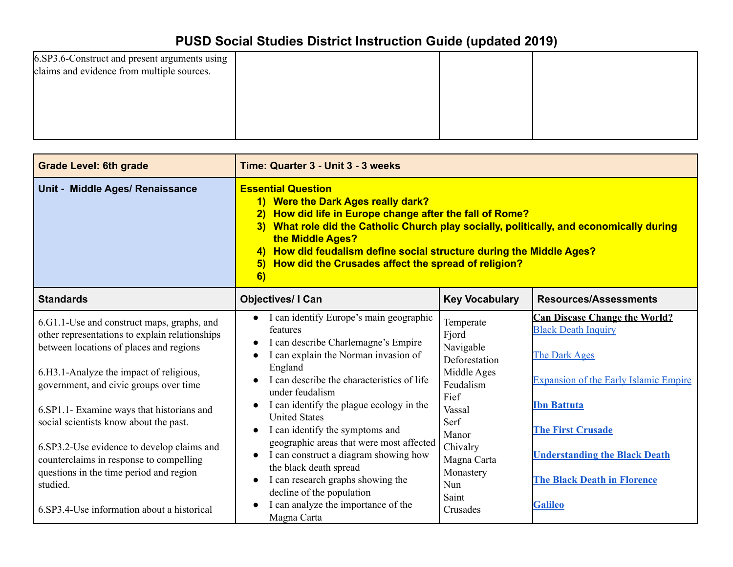# PUSD Social Studies District Instruction Guide (updated 2019)

| | | | |
|---|---|---|---|
| 6.SP3.6-Construct and present arguments using claims and evidence from multiple sources. | | | |

| **Grade Level: 6th grade** | **Time: Quarter 3 - Unit 3 - 3 weeks** | | |
|---|---|---|---|
| **Unit - Middle Ages/ Renaissance** | **Essential Question**<br>1) **Were the Dark Ages really dark?**<br>2) **How did life in Europe change after the fall of Rome?**<br>3) **What role did the Catholic Church play socially, politically, and economically during the Middle Ages?**<br>4) **How did feudalism define social structure during the Middle Ages?**<br>5) **How did the Crusades affect the spread of religion?**<br>6) | | |
| **Standards** | **Objectives/ I Can** | **Key Vocabulary** | **Resources/Assessments** |
| 6.G1.1-Use and construct maps, graphs, and other representations to explain relationships between locations of places and regions<br><br>6.H3.1-Analyze the impact of religious, government, and civic groups over time<br><br>6.SP1.1- Examine ways that historians and social scientists know about the past.<br><br>6.SP3.2-Use evidence to develop claims and counterclaims in response to compelling questions in the time period and region studied.<br><br>6.SP3.4-Use information about a historical | • I can identify Europe's main geographic features<br>• I can describe Charlemagne's Empire<br>• I can explain the Norman invasion of England<br>• I can describe the characteristics of life under feudalism<br>• I can identify the plague ecology in the United States<br>• I can identify the symptoms and geographic areas that were most affected<br>• I can construct a diagram showing how the black death spread<br>• I can research graphs showing the decline of the population<br>• I can analyze the importance of the Magna Carta | Temperate<br>Fjord<br>Navigable<br>Deforestation<br>Middle Ages<br>Feudalism<br>Fief<br>Vassal<br>Serf<br>Manor<br>Chivalry<br>Magna Carta<br>Monastery<br>Nun<br>Saint<br>Crusades | **Can Disease Change the World?**<br>Black Death Inquiry<br><br>The Dark Ages<br><br>Expansion of the Early Islamic Empire<br><br>**Ibn Battuta**<br><br>**The First Crusade**<br><br>**Understanding the Black Death**<br><br>**The Black Death in Florence**<br><br>**Galileo** |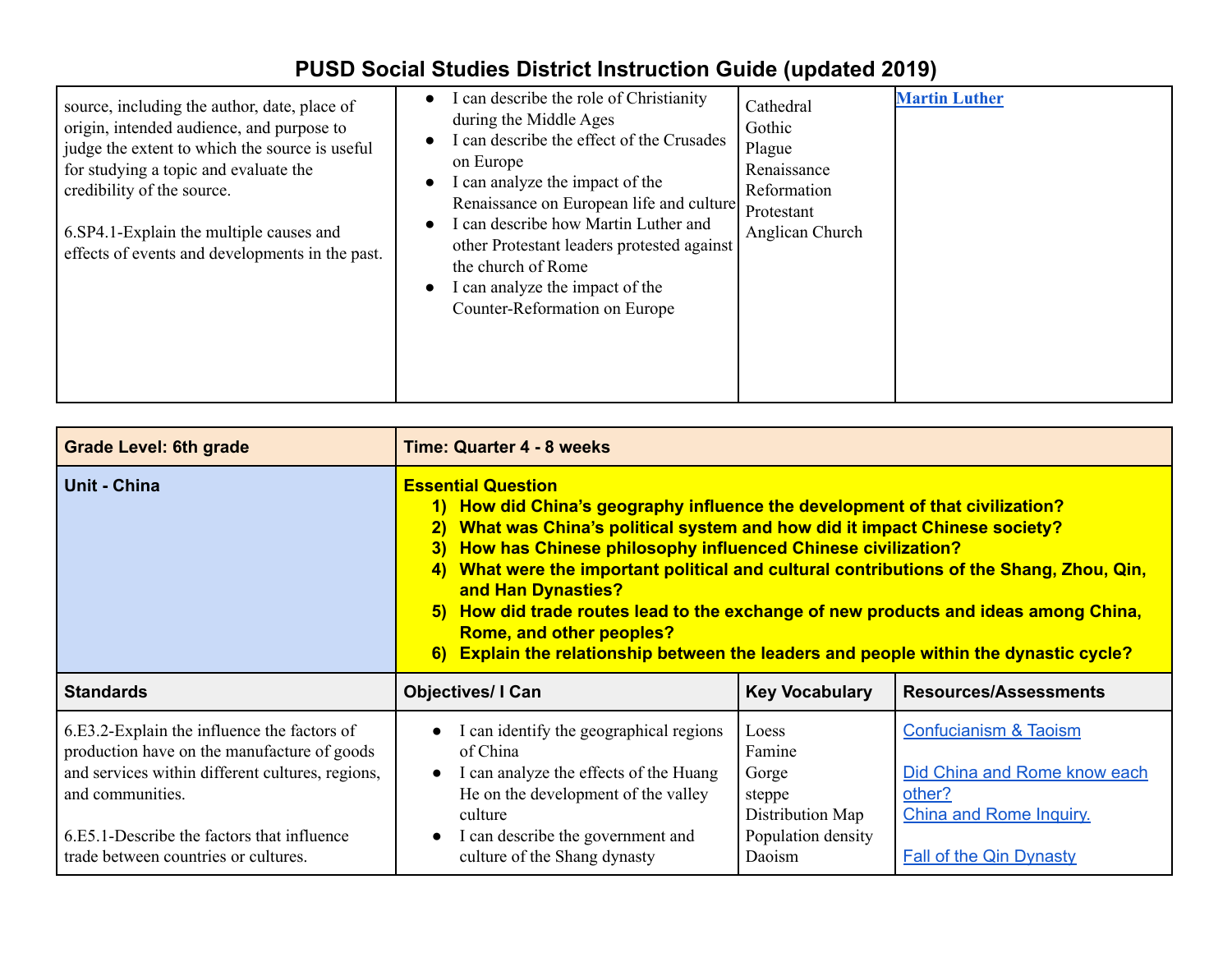# PUSD Social Studies District Instruction Guide (updated 2019)

| | | | |
|---|---|---|---|
| source, including the author, date, place of origin, intended audience, and purpose to judge the extent to which the source is useful for studying a topic and evaluate the credibility of the source.<br><br>6.SP4.1-Explain the multiple causes and effects of events and developments in the past. | ● I can describe the role of Christianity during the Middle Ages<br>● I can describe the effect of the Crusades on Europe<br>● I can analyze the impact of the Renaissance on European life and culture<br>● I can describe how Martin Luther and other Protestant leaders protested against the church of Rome<br>● I can analyze the impact of the Counter-Reformation on Europe | Cathedral<br>Gothic<br>Plague<br>Renaissance<br>Reformation<br>Protestant<br>Anglican Church | **Martin Luther** |

| **Grade Level: 6th grade** | **Time: Quarter 4 - 8 weeks** | | |
|---|---|---|---|
| **Unit - China** | **Essential Question**<br>**1) How did China's geography influence the development of that civilization?**<br>**2) What was China's political system and how did it impact Chinese society?**<br>**3) How has Chinese philosophy influenced Chinese civilization?**<br>**4) What were the important political and cultural contributions of the Shang, Zhou, Qin, and Han Dynasties?**<br>**5) How did trade routes lead to the exchange of new products and ideas among China, Rome, and other peoples?**<br>**6) Explain the relationship between the leaders and people within the dynastic cycle?** | | |
| **Standards** | **Objectives/ I Can** | **Key Vocabulary** | **Resources/Assessments** |
| 6.E3.2-Explain the influence the factors of production have on the manufacture of goods and services within different cultures, regions, and communities.<br><br>6.E5.1-Describe the factors that influence trade between countries or cultures. | ● I can identify the geographical regions of China<br>● I can analyze the effects of the Huang He on the development of the valley culture<br>● I can describe the government and culture of the Shang dynasty | Loess<br>Famine<br>Gorge<br>steppe<br>Distribution Map<br>Population density<br>Daoism | Confucianism & Taoism<br><br>Did China and Rome know each other?<br>China and Rome Inquiry.<br><br>Fall of the Qin Dynasty |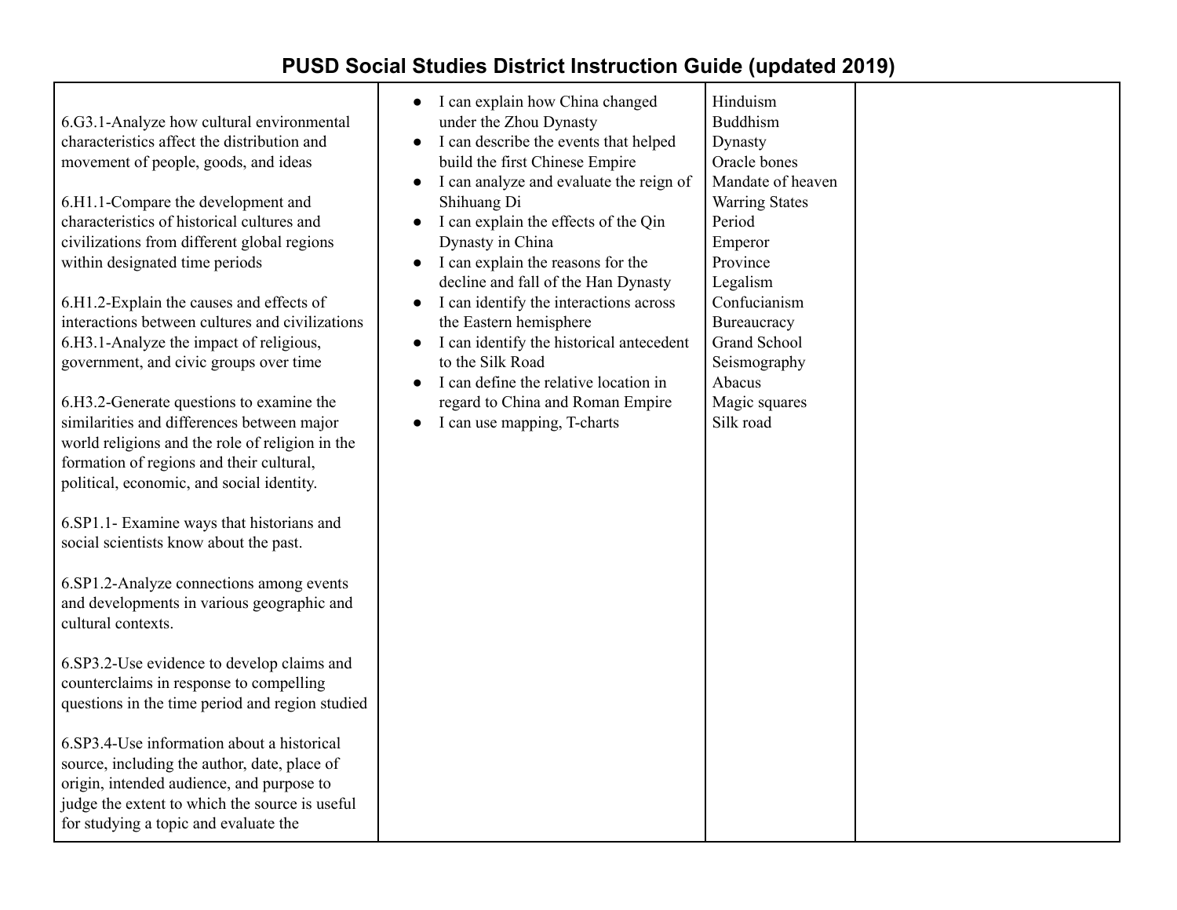# PUSD Social Studies District Instruction Guide (updated 2019)

| | | | |
|---|---|---|---|
| 6.G3.1-Analyze how cultural environmental characteristics affect the distribution and movement of people, goods, and ideas<br><br>6.H1.1-Compare the development and characteristics of historical cultures and civilizations from different global regions within designated time periods<br><br>6.H1.2-Explain the causes and effects of interactions between cultures and civilizations<br>6.H3.1-Analyze the impact of religious, government, and civic groups over time<br><br>6.H3.2-Generate questions to examine the similarities and differences between major world religions and the role of religion in the formation of regions and their cultural, political, economic, and social identity.<br><br>6.SP1.1- Examine ways that historians and social scientists know about the past.<br><br>6.SP1.2-Analyze connections among events and developments in various geographic and cultural contexts.<br><br>6.SP3.2-Use evidence to develop claims and counterclaims in response to compelling questions in the time period and region studied<br><br>6.SP3.4-Use information about a historical source, including the author, date, place of origin, intended audience, and purpose to judge the extent to which the source is useful for studying a topic and evaluate the | • I can explain how China changed under the Zhou Dynasty<br>• I can describe the events that helped build the first Chinese Empire<br>• I can analyze and evaluate the reign of Shihuang Di<br>• I can explain the effects of the Qin Dynasty in China<br>• I can explain the reasons for the decline and fall of the Han Dynasty<br>• I can identify the interactions across the Eastern hemisphere<br>• I can identify the historical antecedent to the Silk Road<br>• I can define the relative location in regard to China and Roman Empire<br>• I can use mapping, T-charts | Hinduism<br>Buddhism<br>Dynasty<br>Oracle bones<br>Mandate of heaven<br>Warring States Period<br>Emperor<br>Province<br>Legalism<br>Confucianism<br>Bureaucracy<br>Grand School<br>Seismography<br>Abacus<br>Magic squares<br>Silk road | |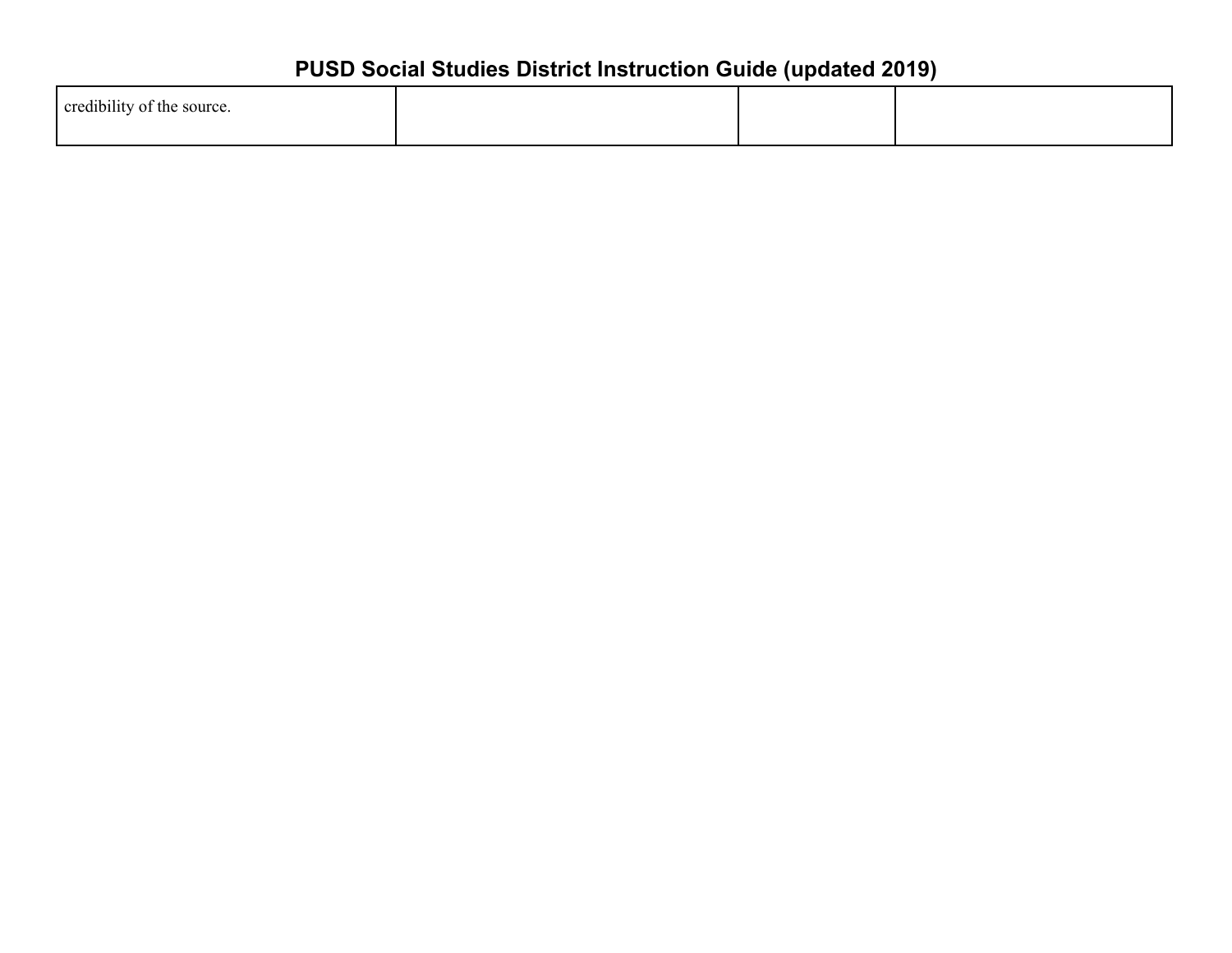| | | | |
|---|---|---|---|
| credibility of the source. | | | |